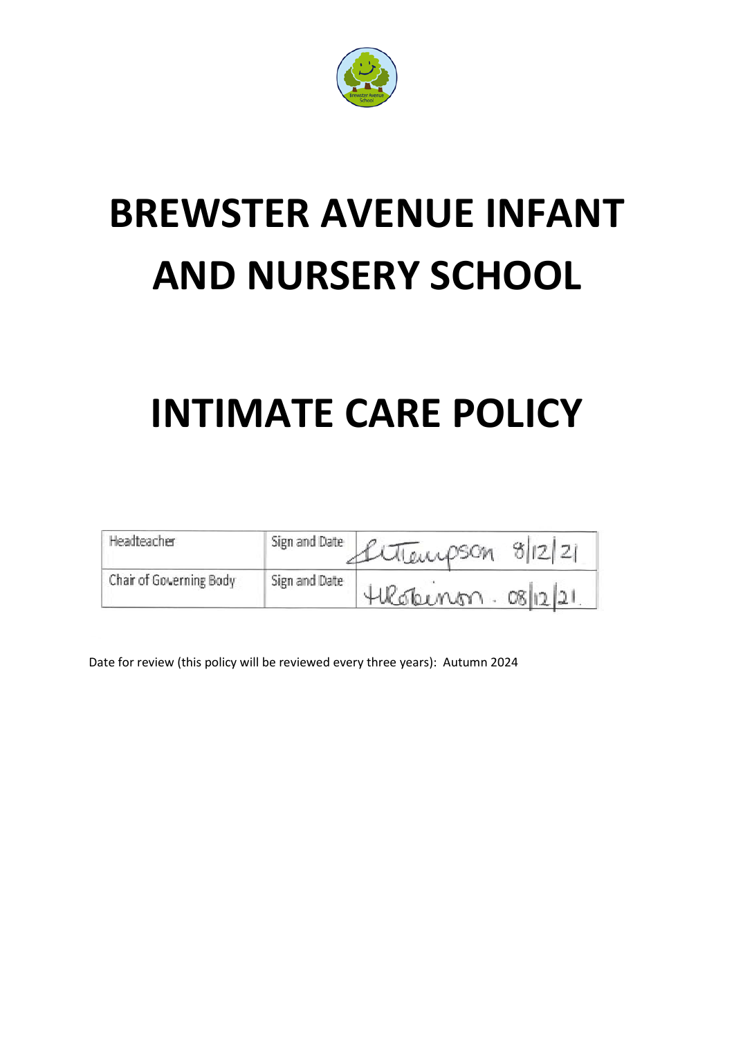# BREWSTER AVENUE INFANT AND NURSERY SCHOOL

# INTIMATE CARE POLICY

| Headteacher | Sign and Date | L Thompson 8/12/21 |
| --- | --- | --- |
| Chair of Governing Body | Sign and Date | H Robinson . 08/12/21 |

Date for review (this policy will be reviewed every three years): Autumn 2024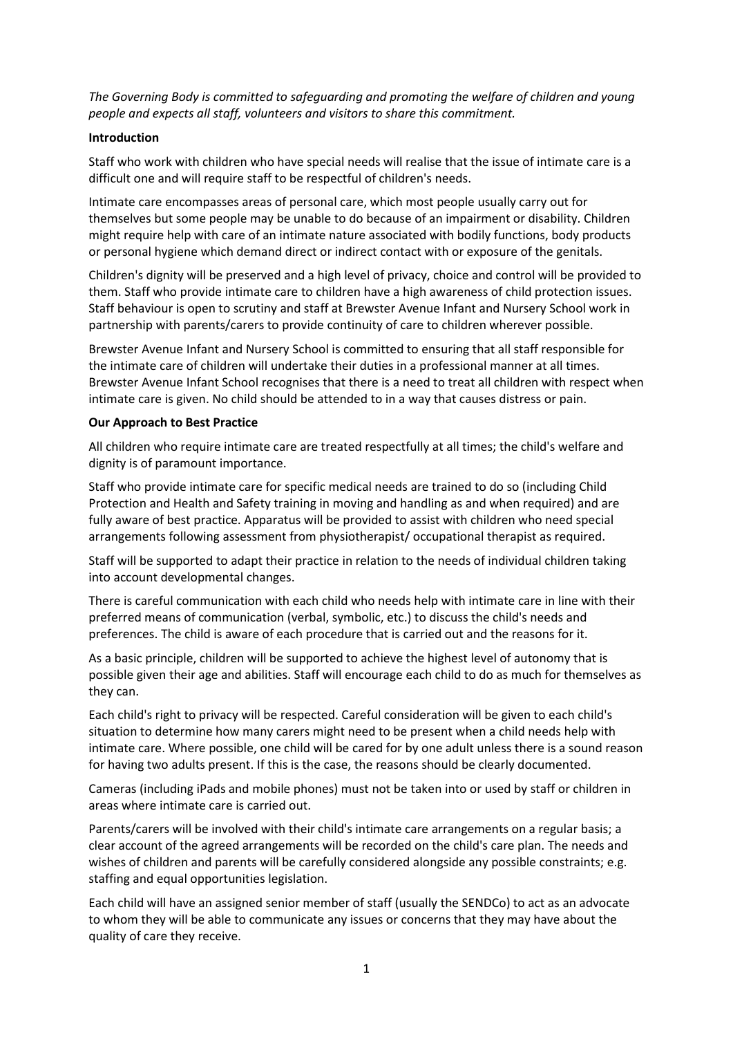*The Governing Body is committed to safeguarding and promoting the welfare of children and young people and expects all staff, volunteers and visitors to share this commitment.*

**Introduction**

Staff who work with children who have special needs will realise that the issue of intimate care is a difficult one and will require staff to be respectful of children's needs.

Intimate care encompasses areas of personal care, which most people usually carry out for themselves but some people may be unable to do because of an impairment or disability. Children might require help with care of an intimate nature associated with bodily functions, body products or personal hygiene which demand direct or indirect contact with or exposure of the genitals.

Children's dignity will be preserved and a high level of privacy, choice and control will be provided to them. Staff who provide intimate care to children have a high awareness of child protection issues. Staff behaviour is open to scrutiny and staff at Brewster Avenue Infant and Nursery School work in partnership with parents/carers to provide continuity of care to children wherever possible.

Brewster Avenue Infant and Nursery School is committed to ensuring that all staff responsible for the intimate care of children will undertake their duties in a professional manner at all times. Brewster Avenue Infant School recognises that there is a need to treat all children with respect when intimate care is given. No child should be attended to in a way that causes distress or pain.

**Our Approach to Best Practice**

All children who require intimate care are treated respectfully at all times; the child's welfare and dignity is of paramount importance.

Staff who provide intimate care for specific medical needs are trained to do so (including Child Protection and Health and Safety training in moving and handling as and when required) and are fully aware of best practice. Apparatus will be provided to assist with children who need special arrangements following assessment from physiotherapist/ occupational therapist as required.

Staff will be supported to adapt their practice in relation to the needs of individual children taking into account developmental changes.

There is careful communication with each child who needs help with intimate care in line with their preferred means of communication (verbal, symbolic, etc.) to discuss the child's needs and preferences. The child is aware of each procedure that is carried out and the reasons for it.

As a basic principle, children will be supported to achieve the highest level of autonomy that is possible given their age and abilities. Staff will encourage each child to do as much for themselves as they can.

Each child's right to privacy will be respected. Careful consideration will be given to each child's situation to determine how many carers might need to be present when a child needs help with intimate care. Where possible, one child will be cared for by one adult unless there is a sound reason for having two adults present. If this is the case, the reasons should be clearly documented.

Cameras (including iPads and mobile phones) must not be taken into or used by staff or children in areas where intimate care is carried out.

Parents/carers will be involved with their child's intimate care arrangements on a regular basis; a clear account of the agreed arrangements will be recorded on the child's care plan. The needs and wishes of children and parents will be carefully considered alongside any possible constraints; e.g. staffing and equal opportunities legislation.

Each child will have an assigned senior member of staff (usually the SENDCo) to act as an advocate to whom they will be able to communicate any issues or concerns that they may have about the quality of care they receive.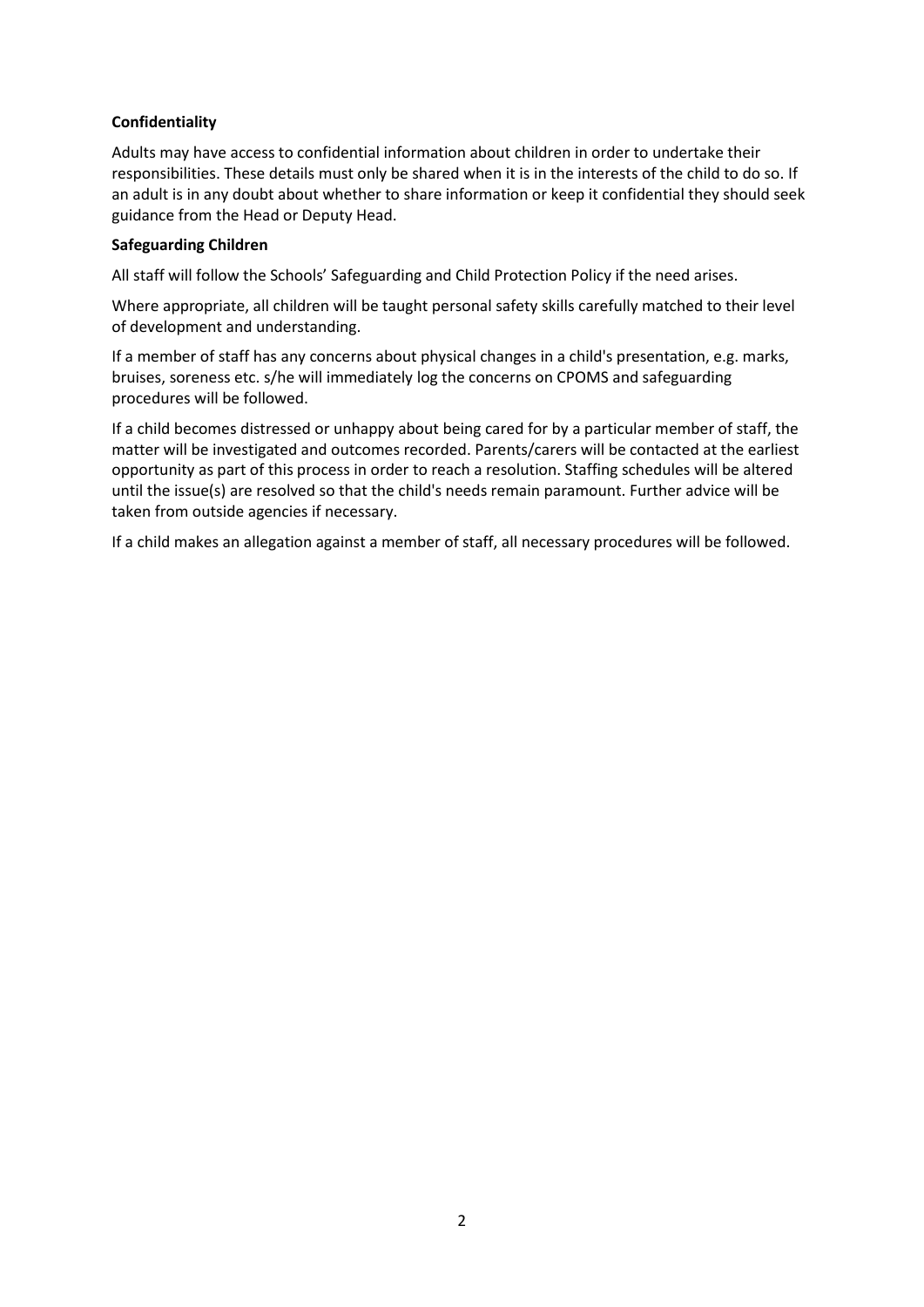**Confidentiality**

Adults may have access to confidential information about children in order to undertake their responsibilities. These details must only be shared when it is in the interests of the child to do so. If an adult is in any doubt about whether to share information or keep it confidential they should seek guidance from the Head or Deputy Head.

**Safeguarding Children**

All staff will follow the Schools' Safeguarding and Child Protection Policy if the need arises.

Where appropriate, all children will be taught personal safety skills carefully matched to their level of development and understanding.

If a member of staff has any concerns about physical changes in a child's presentation, e.g. marks, bruises, soreness etc. s/he will immediately log the concerns on CPOMS and safeguarding procedures will be followed.

If a child becomes distressed or unhappy about being cared for by a particular member of staff, the matter will be investigated and outcomes recorded. Parents/carers will be contacted at the earliest opportunity as part of this process in order to reach a resolution. Staffing schedules will be altered until the issue(s) are resolved so that the child's needs remain paramount. Further advice will be taken from outside agencies if necessary.

If a child makes an allegation against a member of staff, all necessary procedures will be followed.